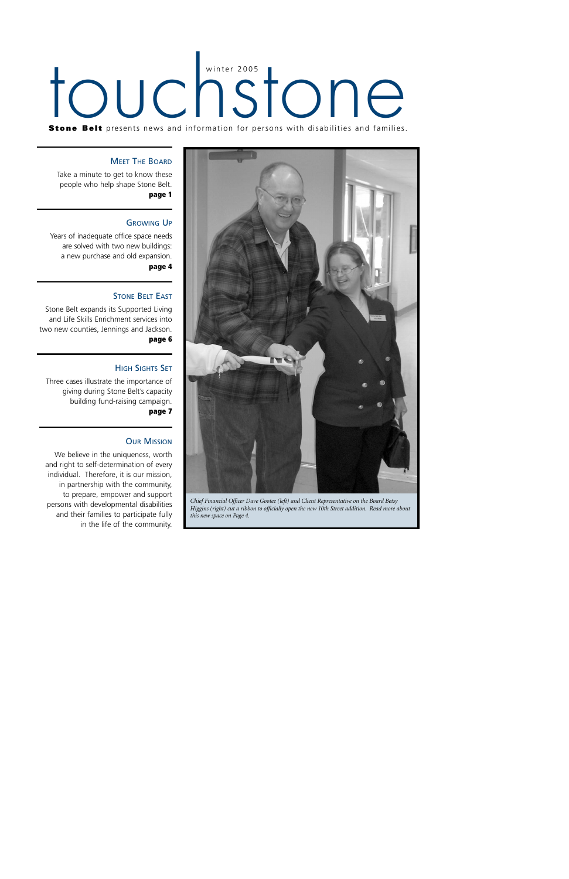# touchstone

winter 2005

**Stone Belt** presents news and information for persons with disabilities and families.

## Meet The Board

Take a minute to get to know these people who help shape Stone Belt.
**page 1**

## Growing Up

Years of inadequate office space needs are solved with two new buildings: a new purchase and old expansion.
**page 4**

## Stone Belt East

Stone Belt expands its Supported Living and Life Skills Enrichment services into two new counties, Jennings and Jackson.
**page 6**

## High Sights Set

Three cases illustrate the importance of giving during Stone Belt's capacity building fund-raising campaign.
**page 7**

## Our Mission

We believe in the uniqueness, worth and right to self-determination of every individual. Therefore, it is our mission, in partnership with the community, to prepare, empower and support persons with developmental disabilities and their families to participate fully in the life of the community.

*Chief Financial Officer Dave Gootee (left) and Client Representative on the Board Betsy Higgins (right) cut a ribbon to officially open the new 10th Street addition. Read more about this new space on Page 4.*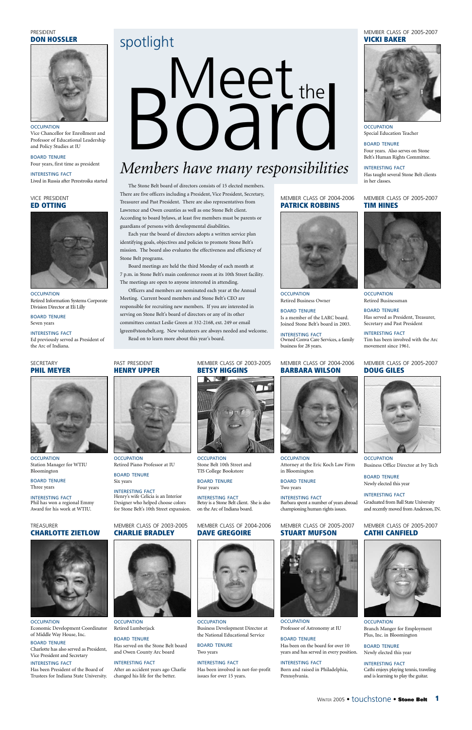spotlight

# Meet the Board

*Members have many responsibilities*

The Stone Belt board of directors consists of 15 elected members. There are five officers including a President, Vice President, Secretary, Treasurer and Past President. There are also representatives from Lawrence and Owen counties as well as one Stone Belt client. According to board bylaws, at least five members must be parents or guardians of persons with developmental disabilities.

Each year the board of directors adopts a written service plan identifying goals, objectives and policies to promote Stone Belt's mission. The board also evaluates the effectiveness and efficiency of Stone Belt programs.

Board meetings are held the third Monday of each month at 7 p.m. in Stone Belt's main conference room at its 10th Street facility. The meetings are open to anyone interested in attending.

Officers and members are nominated each year at the Annual Meeting. Current board members and Stone Belt's CEO are responsible for recruiting new members. If you are interested in serving on Stone Belt's board of directors or any of its other committees contact Leslie Green at 332-2168, ext. 249 or email lgreen@stonebelt.org. New volunteers are always needed and welcome.

Read on to learn more about this year's board.

PRESIDENT
## DON HOSSLER

OCCUPATION
Vice Chancellor for Enrollment and Professor of Educational Leadership and Policy Studies at IU

BOARD TENURE
Four years, first time as president

INTERESTING FACT
Lived in Russia after Perestroika started

VICE PRESIDENT
## ED OTTING

OCCUPATION
Retired Information Systems Corporate Division Director at Eli Lilly

BOARD TENURE
Seven years

INTERESTING FACT
Ed previously served as President of the Arc of Indiana.

SECRETARY
## PHIL MEYER

OCCUPATION
Station Manager for WTIU Bloomington

BOARD TENURE
Three years

INTERESTING FACT
Phil has won a regional Emmy Award for his work at WTIU.

TREASURER
## CHARLOTTE ZIETLOW

OCCUPATION
Economic Development Coordinator of Middle Way House, Inc.

BOARD TENURE
Charlotte has also served as President, Vice President and Secretary

INTERESTING FACT
Has been President of the Board of Trustees for Indiana State University.

PAST PRESIDENT
## HENRY UPPER

OCCUPATION
Retired Piano Professor at IU

BOARD TENURE
Six years

INTERESTING FACT
Henry's wife Celicia is an Interior Designer who helped choose colors for Stone Belt's 10th Street expansion.

MEMBER CLASS OF 2005-2007
## VICKI BAKER

OCCUPATION
Special Education Teacher

BOARD TENURE
Four years. Also serves on Stone Belt's Human Rights Committee.

INTERESTING FACT
Has taught several Stone Belt clients in her classes.

MEMBER CLASS OF 2004-2006
## PATRICK ROBBINS

OCCUPATION
Retired Business Owner

BOARD TENURE
Is a member of the LARC board. Joined Stone Belt's board in 2003.

INTERESTING FACT
Owned Conva Care Services, a family business for 28 years.

MEMBER CLASS OF 2005-2007
## TIM HINES

OCCUPATION
Retired Businessman

BOARD TENURE
Has served as President, Treasurer, Secretary and Past President

INTERESTING FACT
Tim has been involved with the Arc movement since 1961.

MEMBER CLASS OF 2003-2005
## BETSY HIGGINS

OCCUPATION
Stone Belt 10th Street and TIS College Bookstore

BOARD TENURE
Four years

INTERESTING FACT
Betsy is a Stone Belt client. She is also on the Arc of Indiana board.

MEMBER CLASS OF 2004-2006
## BARBARA WILSON

OCCUPATION
Attorney at the Eric Koch Law Firm in Bloomington

BOARD TENURE
Two years

INTERESTING FACT
Barbara spent a number of years abroad championing human rights issues.

MEMBER CLASS OF 2005-2007
## DOUG GILES

OCCUPATION
Business Office Director at Ivy Tech

BOARD TENURE
Newly elected this year

INTERESTING FACT
Graduated from Ball State University and recently moved from Anderson, IN.

MEMBER CLASS OF 2003-2005
## CHARLIE BRADLEY

OCCUPATION
Retired Lumberjack

BOARD TENURE
Has served on the Stone Belt board and Owen County Arc board

INTERESTING FACT
After an accident years ago Charlie changed his life for the better.

MEMBER CLASS OF 2004-2006
## DAVE GREGOIRE

OCCUPATION
Business Development Director at the National Educational Service

BOARD TENURE
Two years

INTERESTING FACT
Has been involved in not-for-profit issues for over 15 years.

MEMBER CLASS OF 2005-2007
## STUART MUFSON

OCCUPATION
Professor of Astronomy at IU

BOARD TENURE
Has been on the board for over 10 years and has served in every position.

INTERESTING FACT
Born and raised in Philadelphia, Pennsylvania.

MEMBER CLASS OF 2005-2007
## CATHI CANFIELD

OCCUPATION
Branch Manger for Employment Plus, Inc. in Bloomington

BOARD TENURE
Newly elected this year

INTERESTING FACT
Cathi enjoys playing tennis, traveling and is learning to play the guitar.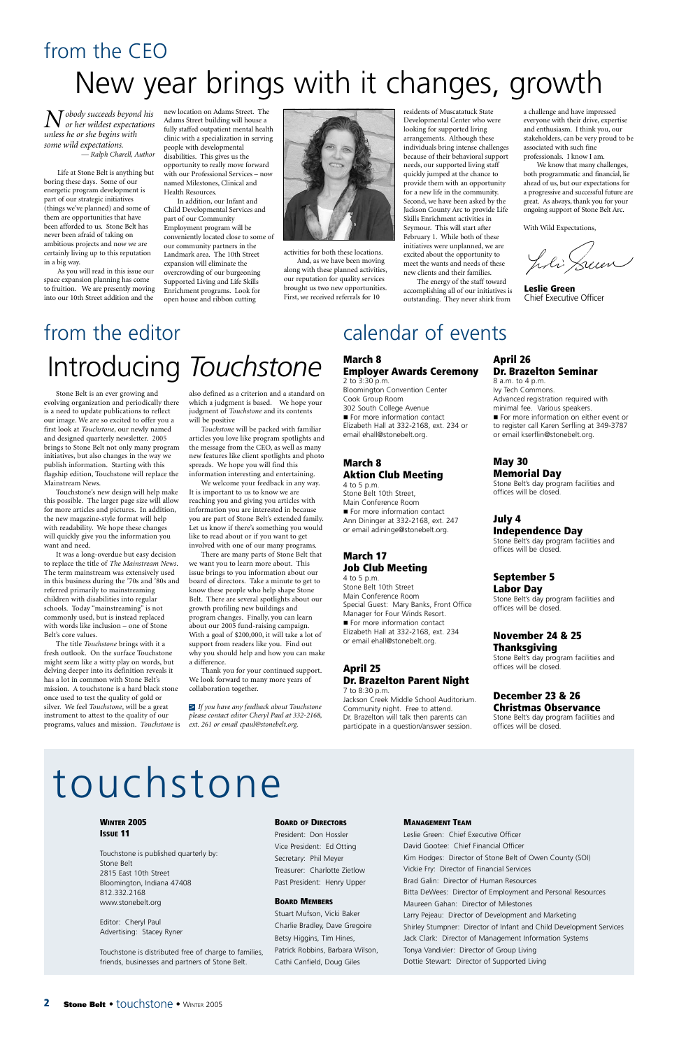## from the CEO

# New year brings with it changes, growth

*Nobody succeeds beyond his or her wildest expectations unless he or she begins with some wild expectations.*
*— Ralph Charell, Author*

Life at Stone Belt is anything but boring these days. Some of our energetic program development is part of our strategic initiatives (things we've planned) and some of them are opportunities that have been afforded to us. Stone Belt has never been afraid of taking on ambitious projects and now we are certainly living up to this reputation in a big way.

As you will read in this issue our space expansion planning has come to fruition. We are presently moving into our 10th Street addition and the new location on Adams Street. The Adams Street building will house a fully staffed outpatient mental health clinic with a specialization in serving people with developmental disabilities. This gives us the opportunity to really move forward with our Professional Services – now named Milestones, Clinical and Health Resources.

In addition, our Infant and Child Developmental Services and part of our Community Employment program will be conveniently located close to some of our community partners in the Landmark area. The 10th Street expansion will eliminate the overcrowding of our burgeoning Supported Living and Life Skills Enrichment programs. Look for open house and ribbon cutting activities for both these locations.

And, as we have been moving along with these planned activities, our reputation for quality services brought us two new opportunities. First, we received referrals for 10 residents of Muscatatuck State Developmental Center who were looking for supported living arrangements. Although these individuals bring intense challenges because of their behavioral support needs, our supported living staff quickly jumped at the chance to provide them with an opportunity for a new life in the community. Second, we have been asked by the Jackson County Arc to provide Life Skills Enrichment activities in Seymour. This will start after February 1. While both of these initiatives were unplanned, we are excited about the opportunity to meet the wants and needs of these new clients and their families.

The energy of the staff toward accomplishing all of our initiatives is outstanding. They never shirk from a challenge and have impressed everyone with their drive, expertise and enthusiasm. I think you, our stakeholders, can be very proud to be associated with such fine professionals. I know I am.

We know that many challenges, both programmatic and financial, lie ahead of us, but our expectations for a progressive and successful future are great. As always, thank you for your ongoing support of Stone Belt Arc.

With Wild Expectations,

**Leslie Green**
Chief Executive Officer

## from the editor

# Introducing *Touchstone*

Stone Belt is an ever growing and evolving organization and periodically there is a need to update publications to reflect our image. We are so excited to offer you a first look at *Touchstone*, our newly named and designed quarterly newsletter. 2005 brings to Stone Belt not only many program initiatives, but also changes in the way we publish information. Starting with this flagship edition, Touchstone will replace the Mainstream News.

Touchstone's new design will help make this possible. The larger page size will allow for more articles and pictures. In addition, the new magazine-style format will help with readability. We hope these changes will quickly give you the information you want and need.

It was a long-overdue but easy decision to replace the title of *The Mainstream News*. The term mainstream was extensively used in this business during the '70s and '80s and referred primarily to mainstreaming children with disabilities into regular schools. Today "mainstreaming" is not commonly used, but is instead replaced with words like inclusion – one of Stone Belt's core values.

The title *Touchstone* brings with it a fresh outlook. On the surface Touchstone might seem like a witty play on words, but delving deeper into its definition reveals it has a lot in common with Stone Belt's mission. A touchstone is a hard black stone once used to test the quality of gold or silver. We feel *Touchstone*, will be a great instrument to attest to the quality of our programs, values and mission. *Touchstone* is also defined as a criterion and a standard on which a judgment is based. We hope your judgment of *Touchstone* and its contents will be positive

*Touchstone* will be packed with familiar articles you love like program spotlights and the message from the CEO, as well as many new features like client spotlights and photo spreads. We hope you will find this information interesting and entertaining.

We welcome your feedback in any way. It is important to us to know we are reaching you and giving you articles with information you are interested in because you are part of Stone Belt's extended family. Let us know if there's something you would like to read about or if you want to get involved with one of our many programs.

There are many parts of Stone Belt that we want you to learn more about. This issue brings to you information about our board of directors. Take a minute to get to know these people who help shape Stone Belt. There are several spotlights about our growth profiling new buildings and program changes. Finally, you can learn about our 2005 fund-raising campaign. With a goal of $200,000, it will take a lot of support from readers like you. Find out why you should help and how you can make a difference.

Thank you for your continued support. We look forward to many more years of collaboration together.

> *If you have any feedback about Touchstone please contact editor Cheryl Paul at 332-2168, ext. 261 or email cpaul@stonebelt.org.*

## calendar of events

**March 8**
**Employer Awards Ceremony**
2 to 3:30 p.m.
Bloomington Convention Center
Cook Group Room
302 South College Avenue
■ For more information contact Elizabeth Hall at 332-2168, ext. 234 or email ehall@stonebelt.org.

**March 8**
**Aktion Club Meeting**
4 to 5 p.m.
Stone Belt 10th Street,
Main Conference Room
■ For more information contact Ann Dininger at 332-2168, ext. 247 or email adininge@stonebelt.org.

**March 17**
**Job Club Meeting**
4 to 5 p.m.
Stone Belt 10th Street
Main Conference Room
Special Guest: Mary Banks, Front Office Manager for Four Winds Resort.
■ For more information contact Elizabeth Hall at 332-2168, ext. 234 or email ehall@stonebelt.org.

**April 25**
**Dr. Brazelton Parent Night**
7 to 8:30 p.m.
Jackson Creek Middle School Auditorium.
Community night. Free to attend.
Dr. Brazelton will talk then parents can participate in a question/answer session.

**April 26**
**Dr. Brazelton Seminar**
8 a.m. to 4 p.m.
Ivy Tech Commons.
Advanced registration required with minimal fee. Various speakers.
■ For more information on either event or to register call Karen Serfling at 349-3787 or email kserflin@stonebelt.org.

**May 30**
**Memorial Day**
Stone Belt's day program facilities and offices will be closed.

**July 4**
**Independence Day**
Stone Belt's day program facilities and offices will be closed.

**September 5**
**Labor Day**
Stone Belt's day program facilities and offices will be closed.

**November 24 & 25**
**Thanksgiving**
Stone Belt's day program facilities and offices will be closed.

**December 23 & 26**
**Christmas Observance**
Stone Belt's day program facilities and offices will be closed.

# touchstone

**Winter 2005**
**Issue 11**

Touchstone is published quarterly by:
Stone Belt
2815 East 10th Street
Bloomington, Indiana 47408
812.332.2168
www.stonebelt.org

Editor: Cheryl Paul
Advertising: Stacey Ryner

Touchstone is distributed free of charge to families, friends, businesses and partners of Stone Belt.

**Board of Directors**
President: Don Hossler
Vice President: Ed Otting
Secretary: Phil Meyer
Treasurer: Charlotte Zietlow
Past President: Henry Upper

**Board Members**
Stuart Mufson, Vicki Baker
Charlie Bradley, Dave Gregoire
Betsy Higgins, Tim Hines,
Patrick Robbins, Barbara Wilson,
Cathi Canfield, Doug Giles

**Management Team**
Leslie Green: Chief Executive Officer
David Gootee: Chief Financial Officer
Kim Hodges: Director of Stone Belt of Owen County (SOI)
Vickie Fry: Director of Financial Services
Brad Galin: Director of Human Resources
Bitta DeWees: Director of Employment and Personal Resources
Maureen Gahan: Director of Milestones
Larry Pejeau: Director of Development and Marketing
Shirley Stumpner: Director of Infant and Child Development Services
Jack Clark: Director of Management Information Systems
Tonya Vandivier: Director of Group Living
Dottie Stewart: Director of Supported Living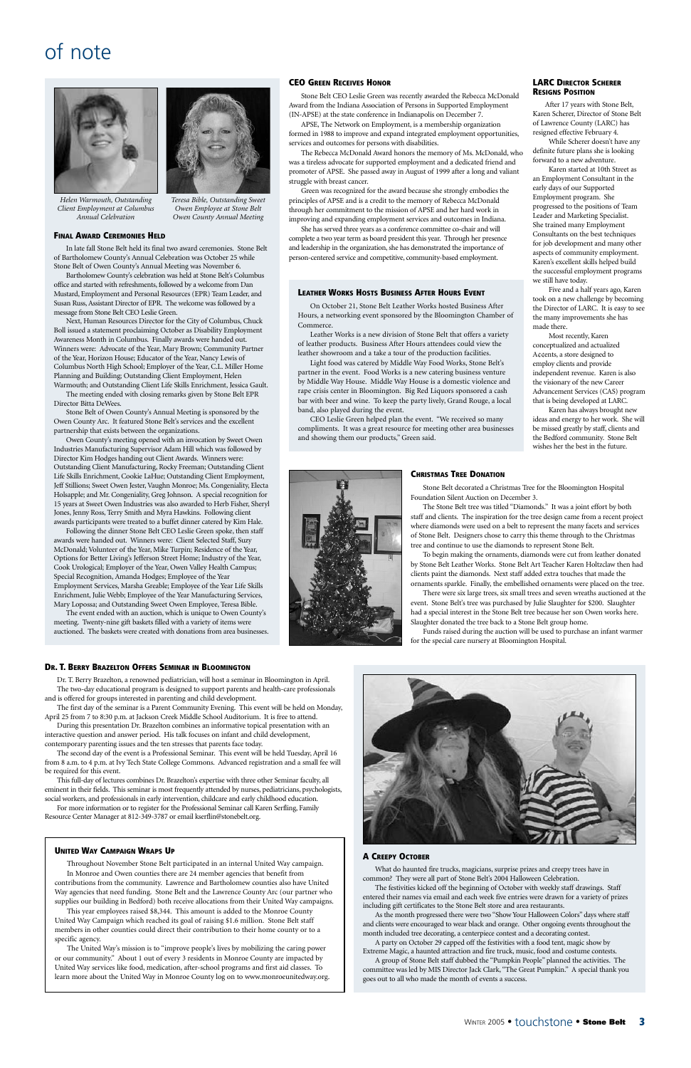# of note

*Helen Warmouth, Outstanding Client Employment at Columbus Annual Celebration*

*Teresa Bible, Outstanding Sweet Owen Employee at Stone Belt Owen County Annual Meeting*

## Final Award Ceremonies Held

In late fall Stone Belt held its final two award ceremonies. Stone Belt of Bartholomew County's Annual Celebration was October 25 while Stone Belt of Owen County's Annual Meeting was November 6.

Bartholomew County's celebration was held at Stone Belt's Columbus office and started with refreshments, followed by a welcome from Dan Mustard, Employment and Personal Resources (EPR) Team Leader, and Susan Russ, Assistant Director of EPR. The welcome was followed by a message from Stone Belt CEO Leslie Green.

Next, Human Resources Director for the City of Columbus, Chuck Boll issued a statement proclaiming October as Disability Employment Awareness Month in Columbus. Finally awards were handed out. Winners were: Advocate of the Year, Mary Brown; Community Partner of the Year, Horizon House; Educator of the Year, Nancy Lewis of Columbus North High School; Employer of the Year, C.L. Miller Home Planning and Building; Outstanding Client Employment, Helen Warmouth; and Outstanding Client Life Skills Enrichment, Jessica Gault.

The meeting ended with closing remarks given by Stone Belt EPR Director Bitta DeWees.

Stone Belt of Owen County's Annual Meeting is sponsored by the Owen County Arc. It featured Stone Belt's services and the excellent partnership that exists between the organizations.

Owen County's meeting opened with an invocation by Sweet Owen Industries Manufacturing Supervisor Adam Hill which was followed by Director Kim Hodges handing out Client Awards. Winners were: Outstanding Client Manufacturing, Rocky Freeman; Outstanding Client Life Skills Enrichment, Cookie LaHue; Outstanding Client Employment, Jeff Stillions; Sweet Owen Jester, Vaughn Monroe; Ms. Congeniality, Electa Holsapple; and Mr. Congeniality, Greg Johnson. A special recognition for 15 years at Sweet Owen Industries was also awarded to Herb Fisher, Sheryl Jones, Jenny Ross, Terry Smith and Myra Hawkins. Following client awards participants were treated to a buffet dinner catered by Kim Hale.

Following the dinner Stone Belt CEO Leslie Green spoke, then staff awards were handed out. Winners were: Client Selected Staff, Suzy McDonald; Volunteer of the Year, Mike Turpin; Residence of the Year, Options for Better Living's Jefferson Street Home; Industry of the Year, Cook Urological; Employer of the Year, Owen Valley Health Campus; Special Recognition, Amanda Hodges; Employee of the Year Employment Services, Marsha Greable; Employee of the Year Life Skills Enrichment, Julie Webb; Employee of the Year Manufacturing Services, Mary Lopossa; and Outstanding Sweet Owen Employee, Teresa Bible.

The event ended with an auction, which is unique to Owen County's meeting. Twenty-nine gift baskets filled with a variety of items were auctioned. The baskets were created with donations from area businesses.

## CEO Green Receives Honor

Stone Belt CEO Leslie Green was recently awarded the Rebecca McDonald Award from the Indiana Association of Persons in Supported Employment (IN-APSE) at the state conference in Indianapolis on December 7.

APSE, The Network on Employment, is a membership organization formed in 1988 to improve and expand integrated employment opportunities, services and outcomes for persons with disabilities.

The Rebecca McDonald Award honors the memory of Ms. McDonald, who was a tireless advocate for supported employment and a dedicated friend and promoter of APSE. She passed away in August of 1999 after a long and valiant struggle with breast cancer.

Green was recognized for the award because she strongly embodies the principles of APSE and is a credit to the memory of Rebecca McDonald through her commitment to the mission of APSE and her hard work in improving and expanding employment services and outcomes in Indiana.

She has served three years as a conference committee co-chair and will complete a two year term as board president this year. Through her presence and leadership in the organization, she has demonstrated the importance of person-centered service and competitive, community-based employment.

## Leather Works Hosts Business After Hours Event

On October 21, Stone Belt Leather Works hosted Business After Hours, a networking event sponsored by the Bloomington Chamber of Commerce.

Leather Works is a new division of Stone Belt that offers a variety of leather products. Business After Hours attendees could view the leather showroom and a take a tour of the production facilities.

Light food was catered by Middle Way Food Works, Stone Belt's partner in the event. Food Works is a new catering business venture by Middle Way House. Middle Way House is a domestic violence and rape crisis center in Bloomington. Big Red Liquors sponsored a cash bar with beer and wine. To keep the party lively, Grand Rouge, a local band, also played during the event.

CEO Leslie Green helped plan the event. "We received so many compliments. It was a great resource for meeting other area businesses and showing them our products," Green said.

## LARC Director Scherer Resigns Position

After 17 years with Stone Belt, Karen Scherer, Director of Stone Belt of Lawrence County (LARC) has resigned effective February 4.

While Scherer doesn't have any definite future plans she is looking forward to a new adventure.

Karen started at 10th Street as an Employment Consultant in the early days of our Supported Employment program. She progressed to the positions of Team Leader and Marketing Specialist. She trained many Employment Consultants on the best techniques for job development and many other aspects of community employment. Karen's excellent skills helped build the successful employment programs we still have today.

Five and a half years ago, Karen took on a new challenge by becoming the Director of LARC. It is easy to see the many improvements she has made there.

Most recently, Karen conceptualized and actualized Accents, a store designed to employ clients and provide independent revenue. Karen is also the visionary of the new Career Advancement Services (CAS) program that is being developed at LARC.

Karen has always brought new ideas and energy to her work. She will be missed greatly by staff, clients and the Bedford community. Stone Belt wishes her the best in the future.

## Christmas Tree Donation

Stone Belt decorated a Christmas Tree for the Bloomington Hospital Foundation Silent Auction on December 3.

The Stone Belt tree was titled "Diamonds." It was a joint effort by both staff and clients. The inspiration for the tree design came from a recent project where diamonds were used on a belt to represent the many facets and services of Stone Belt. Designers chose to carry this theme through to the Christmas tree and continue to use the diamonds to represent Stone Belt.

To begin making the ornaments, diamonds were cut from leather donated by Stone Belt Leather Works. Stone Belt Art Teacher Karen Holtzclaw then had clients paint the diamonds. Next staff added extra touches that made the ornaments sparkle. Finally, the embellished ornaments were placed on the tree.

There were six large trees, six small trees and seven wreaths auctioned at the event. Stone Belt's tree was purchased by Julie Slaughter for $200. Slaughter had a special interest in the Stone Belt tree because her son Owen works here. Slaughter donated the tree back to a Stone Belt group home.

Funds raised during the auction will be used to purchase an infant warmer for the special care nursery at Bloomington Hospital.

## Dr. T. Berry Brazelton Offers Seminar in Bloomington

Dr. T. Berry Brazelton, a renowned pediatrician, will host a seminar in Bloomington in April. The two-day educational program is designed to support parents and health-care professionals and is offered for groups interested in parenting and child development.

The first day of the seminar is a Parent Community Evening. This event will be held on Monday, April 25 from 7 to 8:30 p.m. at Jackson Creek Middle School Auditorium. It is free to attend.

During this presentation Dr. Brazelton combines an informative topical presentation with an interactive question and answer period. His talk focuses on infant and child development, contemporary parenting issues and the ten stresses that parents face today.

The second day of the event is a Professional Seminar. This event will be held Tuesday, April 16 from 8 a.m. to 4 p.m. at Ivy Tech State College Commons. Advanced registration and a small fee will be required for this event.

This full-day of lectures combines Dr. Brazelton's expertise with three other Seminar faculty, all eminent in their fields. This seminar is most frequently attended by nurses, pediatricians, psychologists, social workers, and professionals in early intervention, childcare and early childhood education.

For more information or to register for the Professional Seminar call Karen Serfling, Family Resource Center Manager at 812-349-3787 or email kserflin@stonebelt.org.

## United Way Campaign Wraps Up

Throughout November Stone Belt participated in an internal United Way campaign.

In Monroe and Owen counties there are 24 member agencies that benefit from contributions from the community. Lawrence and Bartholomew counties also have United Way agencies that need funding. Stone Belt and the Lawrence County Arc (our partner who supplies our building in Bedford) both receive allocations from their United Way campaigns.

This year employees raised $8,344. This amount is added to the Monroe County United Way Campaign which reached its goal of raising $1.6 million. Stone Belt staff members in other counties could direct their contribution to their home county or to a specific agency.

The United Way's mission is to "improve people's lives by mobilizing the caring power of our community." About 1 out of every 3 residents in Monroe County are impacted by United Way services like food, medication, after-school programs and first aid classes. To learn more about the United Way in Monroe County log on to www.monroeunitedway.org.

## A Creepy October

What do haunted fire trucks, magicians, surprise prizes and creepy trees have in common? They were all part of Stone Belt's 2004 Halloween Celebration.

The festivities kicked off the beginning of October with weekly staff drawings. Staff entered their names via email and each week five entries were drawn for a variety of prizes including gift certificates to the Stone Belt store and area restaurants.

As the month progressed there were two "Show Your Halloween Colors" days where staff and clients were encouraged to wear black and orange. Other ongoing events throughout the month included tree decorating, a centerpiece contest and a decorating contest.

A party on October 29 capped off the festivities with a food tent, magic show by Extreme Magic, a haunted attraction and fire truck, music, food and costume contests.

A group of Stone Belt staff dubbed the "Pumpkin People" planned the activities. The committee was led by MIS Director Jack Clark, "The Great Pumpkin." A special thank you goes out to all who made the month of events a success.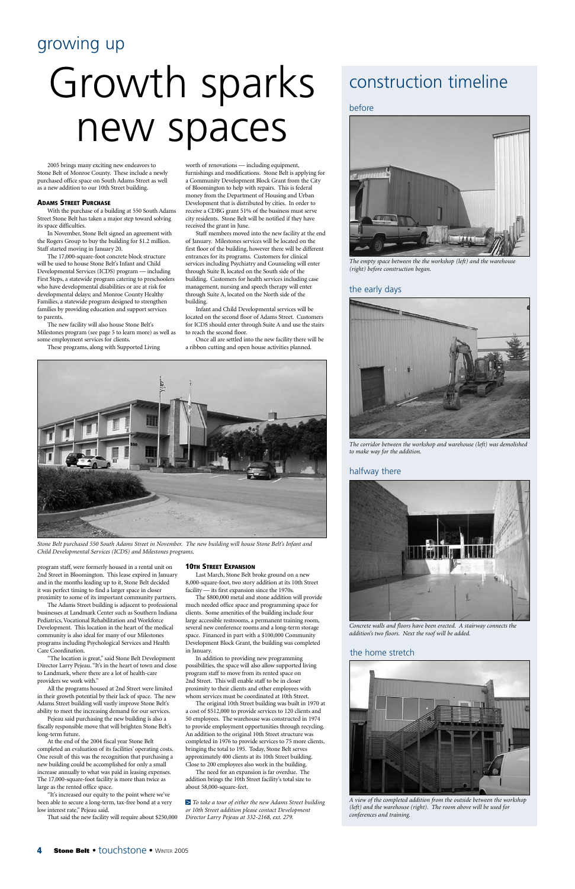growing up

# Growth sparks new spaces

2005 brings many exciting new endeavors to Stone Belt of Monroe County. These include a newly purchased office space on South Adams Street as well as a new addition to our 10th Street building.

### Adams Street Purchase

With the purchase of a building at 550 South Adams Street Stone Belt has taken a major step toward solving its space difficulties.

In November, Stone Belt signed an agreement with the Rogers Group to buy the building for $1.2 million. Staff started moving in January 20.

The 17,000-square-foot concrete block structure will be used to house Stone Belt's Infant and Child Developmental Services (ICDS) program — including First Steps, a statewide program catering to preschoolers who have developmental disabilities or are at risk for developmental delays; and Monroe County Healthy Families, a statewide program designed to strengthen families by providing education and support services to parents.

The new facility will also house Stone Belt's Milestones program (see page 5 to learn more) as well as some employment services for clients.

These programs, along with Supported Living worth of renovations — including equipment, furnishings and modifications. Stone Belt is applying for a Community Development Block Grant from the City of Bloomington to help with repairs. This is federal money from the Department of Housing and Urban Development that is distributed by cities. In order to receive a CDBG grant 51% of the business must serve city residents. Stone Belt will be notified if they have received the grant in June.

Staff members moved into the new facility at the end of January. Milestones services will be located on the first floor of the building, however there will be different entrances for its programs. Customers for clinical services including Psychiatry and Counseling will enter through Suite B, located on the South side of the building. Customers for health services including case management, nursing and speech therapy will enter through Suite A, located on the North side of the building.

Infant and Child Developmental services will be located on the second floor of Adams Street. Customers for ICDS should enter through Suite A and use the stairs to reach the second floor.

Once all are settled into the new facility there will be a ribbon cutting and open house activities planned.

*Stone Belt purchased 550 South Adams Street in November. The new building will house Stone Belt's Infant and Child Developmental Services (ICDS) and Milestones programs.*

program staff, were formerly housed in a rental unit on 2nd Street in Bloomington. This lease expired in January and in the months leading up to it, Stone Belt decided it was perfect timing to find a larger space in closer proximity to some of its important community partners.

The Adams Street building is adjacent to professional businesses at Landmark Center such as Southern Indiana Pediatrics, Vocational Rehabilitation and Workforce Development. This location in the heart of the medical community is also ideal for many of our Milestones programs including Psychological Services and Health Care Coordination.

"The location is great," said Stone Belt Development Director Larry Pejeau. "It's in the heart of town and close to Landmark, where there are a lot of health-care providers we work with."

All the programs housed at 2nd Street were limited in their growth potential by their lack of space. The new Adams Street building will vastly improve Stone Belt's ability to meet the increasing demand for our services.

Pejeau said purchasing the new building is also a fiscally responsible move that will brighten Stone Belt's long-term future.

At the end of the 2004 fiscal year Stone Belt completed an evaluation of its facilities' operating costs. One result of this was the recognition that purchasing a new building could be accomplished for only a small increase annually to what was paid in leasing expenses. The 17,000-square-foot facility is more than twice as large as the rented office space.

"It's increased our equity to the point where we've been able to secure a long-term, tax-free bond at a very low interest rate," Pejeau said.

That said the new facility will require about $250,000

### 10th Street Expansion

Last March, Stone Belt broke ground on a new 8,000-square-foot, two story addition at its 10th Street facility — its first expansion since the 1970s.

The $800,000 metal and stone addition will provide much needed office space and programming space for clients. Some amenities of the building include four large accessible restrooms, a permanent training room, several new conference rooms and a long-term storage space. Financed in part with a $100,000 Community Development Block Grant, the building was completed in January.

In addition to providing new programming possibilities, the space will also allow supported living program staff to move from its rented space on 2nd Street. This will enable staff to be in closer proximity to their clients and other employees with whom services must be coordinated at 10th Street.

The original 10th Street building was built in 1970 at a cost of $512,000 to provide services to 120 clients and 50 employees. The warehouse was constructed in 1974 to provide employment opportunities through recycling. An addition to the original 10th Street structure was completed in 1976 to provide services to 75 more clients, bringing the total to 195. Today, Stone Belt serves approximately 400 clients at its 10th Street building. Close to 200 employees also work in the building.

The need for an expansion is far overdue. The addition brings the 10th Street facility's total size to about 58,000-square-feet.

*To take a tour of either the new Adams Street building or 10th Street addition please contact Development Director Larry Pejeau at 332-2168, ext. 279.*

## construction timeline

### before

*The empty space between the the workshop (left) and the warehouse (right) before construction began.*

### the early days

*The corridor between the workshop and warehouse (left) was demolished to make way for the addition.*

### halfway there

*Concrete walls and floors have been erected. A stairway connects the addition's two floors. Next the roof will be added.*

### the home stretch

*A view of the completed addition from the outside between the workshop (left) and the warehouse (right). The room above will be used for conferences and training.*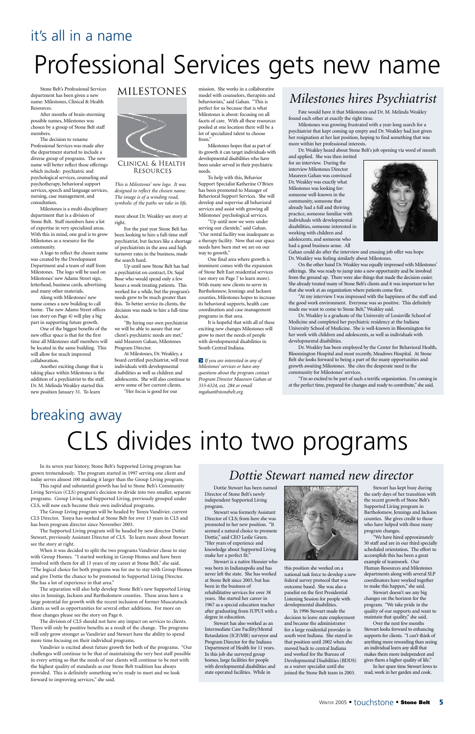it's all in a name

# Professional Services gets new name

Stone Belt's Professional Services department has been given a new name: Milestones, Clinical & Health Resources.

After months of brain-storming possible names, Milestones was chosen by a group of Stone Belt staff members.

The decision to rename Professional Services was made after the department started to include a diverse group of programs. The new name will better reflect these offerings which include: psychiatric and psychological services, counseling and psychotherapy, behavioral support services, speech and language services, nursing, case management, and consultation.

Milestones is a multi-disciplinary department that is a division of Stone Belt. Staff members have a lot of expertise in very specialized areas. With this in mind, one goal is to grow Milestones as a resource for the community.

A logo to reflect the chosen name was created by the Development Department and a team of staff from Milestones. The logo will be used on Milestones' new Adams Street sign, letterhead, business cards, advertising and many other materials.

Along with Milestones' new name comes a new building to call home. The new Adams Street offices (see story on Page 4) will play a big part in supporting future growth.

One of the biggest benefits of the new office space is that for the first time all Milestones staff members will be located in the same building. This will allow for much improved collaboration.

Another exciting change that is taking place within Milestones is the addition of a psychiatrist to the staff. Dr. M. Melinda Weakley started this new position January 31. To learn more about Dr. Weakley see story at right.

MILESTONES

CLINICAL & HEALTH RESOURCES

*This is Milestones' new logo. It was designed to reflect the chosen name. The image is of a winding road, symbolic of the paths we take in life.*

For the past year Stone Belt has been looking to hire a full-time staff psychiatrist, but factors like a shortage of psychiatrists in the area and high turnover rates in the business, made the search hard.

Up until now Stone Belt has had a psychiatrist on contract, Dr. Sajal Bose who would spend only a few hours a week treating patients. This worked for a while, but the program's needs grew to be much greater than this. To better service its clients, the decision was made to hire a full-time doctor.

"By hiring our own psychiatrist we will be able to assure that our client's psychiatric needs are met," said Maureen Gahan, Milestones Program Director.

At Milestones, Dr. Weakley, a board certified psychiatrist, will treat individuals with developmental disabilities as well as children and adolescents. She will also continue to serve some of her current clients.

"Her focus is good for our mission. She works in a collaborative model with counselors, therapists and behaviorists," said Gahan. "This is perfect for us because that is what Milestones is about: focusing on all facets of care. With all these resources pooled at one location there will be a lot of specialized talent to choose from."

Milestones hopes that as part of its growth it can target individuals with developmental disabilities who have been under served in their psychiatric needs.

To help with this, Behavior Support Specialist Katherine O'Brien has been promoted to Manager of Behavioral Support Services. She will develop and supervise all behavioral services and assist with growing all Milestones' psychological services.

"Up until now we were under serving our clientele," said Gahan. "Our rental facility was inadequate as a therapy facility. Now that our space needs have been met we are on our way to growth."

One final area where growth is imminent comes with the expansion of Stone Belt East residential services (see story on Page 7 to learn more). With many new clients to serve in Bartholomew, Jennings and Jackson counties, Milestones hopes to increase its behavioral supports, health care coordination and case management programs in that area.

It is hopeful that with all of these exciting new changes Milestones will grow to meet the needs of people with developmental disabilities in South Central Indiana.

*If you are interested in any of Milestones' services or have any questions about the program contact Program Director Maureen Gahan at 333-6324, ext. 284 or email mgahan@stonebelt.org.*

## Milestones hires Psychiatrist

Fate would have it that Milestones and Dr. M. Melinda Weakley found each other at exactly the right time.

Milestones was growing frustrated with a year-long search for a psychiatrist that kept coming up empty and Dr. Weakley had just given her resignation at her last position, hoping to find something that was more within her professional interests.

Dr. Weakley heard about Stone Belt's job opening via word of mouth and applied. She was then invited for an interview. During the interview Milestones Director Maureen Gahan was convinced Dr. Weakley was exactly what Milestones was looking for: someone well-known in the community, someone that already had a full and thriving practice, someone familiar with individuals with developmental disabilities, someone interested in working with children and adolescents, and someone who had a good business sense. All Gahan could do after the interview and ensuing job offer was hope Dr. Weakley was feeling similarly about Milestones.

On the other hand Dr. Weakley was equally impressed with Milestones' offerings. She was ready to jump into a new opportunity and be involved from the ground up. There were also things that made the decision easier. She already treated many of Stone Belt's clients and it was important to her that she work at an organization where patients come first.

"At my interview I was impressed with the happiness of the staff and the good work environment. Everyone was so positive. This definitely made me want to come to Stone Belt," Weakley said.

Dr. Weakley is a graduate of the University of Louisville School of Medicine and completed her psychiatric residency at the Indiana University School of Medicine. She is well-known in Bloomington for her work with children and adolescents, as well as individuals with developmental disabilities.

Dr. Weakley has been employed by the Center for Behavioral Health, Bloomington Hospital and most recently, Meadows Hospital. At Stone Belt she looks forward to being a part of the many opportunities and growth awaiting Milestones. She cites the desperate need in the community for Milestones' services.

"I'm so excited to be part of such a terrific organization. I'm coming in at the perfect time, prepared for changes and ready to contribute," she said.

breaking away

# CLS divides into two programs

In its seven year history, Stone Belt's Supported Living program has grown tremendously. The program started in 1997 serving one client and today serves almost 100 making it larger than the Group Living program.

This rapid and substantial growth has led to Stone Belt's Community Living Services (CLS) program's decision to divide into two smaller, separate programs. Group Living and Supported Living, previously grouped under CLS, will now each become their own individual programs.

The Group Living program will be headed by Tonya Vandivier, current CLS Director. Tonya has worked at Stone Belt for over 13 years in CLS and has been program director since November 2003.

The Supported Living program will be headed by new director Dottie Stewart, previously Assistant Director of CLS. To learn more about Stewart see the story at right.

When it was decided to split the two programs Vandivier chose to stay with Group Homes. "I started working in Group Homes and have been involved with them for all 13 years of my career at Stone Belt," she said. "The logical choice for both programs was for me to stay with Group Homes and give Dottie the chance to be promoted to Supported Living Director. She has a lot of experience in that area."

The separation will also help develop Stone Belt's new Supported Living sites in Jennings, Jackson and Bartholomew counties. These areas have a large potential for growth with the recent inclusion of former Muscatatuck clients as well as opportunities for several other additions. For more on these changes please see the story on Page 6.

The division of CLS should not have any impact on services to clients. There will only be positive benefits as a result of the change. The programs will only grow stronger as Vandivier and Stewart have the ability to spend more time focusing on their individual programs.

Vandivier is excited about future growth for both of the programs. "Our challenges will continue to be that of maintaining the very best staff possible in every setting so that the needs of our clients will continue to be met with the highest quality of standards as our Stone Belt tradition has always provided. This is definitely something we're ready to meet and we look forward to improving services," she said.

## Dottie Stewart named new director

Dottie Stewart has been named Director of Stone Belt's newly independent Supported Living program.

Stewart was formerly Assistant Director of CLS; from here she was promoted to her new position. "It seemed a natural choice to promote Dottie," said CEO Leslie Green. "Her years of experience and knowledge about Supported Living make her a perfect fit."

Stewart is a native Hoosier who was born in Indianapolis and has never left the state. She has worked at Stone Belt since 2003, but has been in the business of rehabilitative services for over 38 years. She started her career in 1967 as a special education teacher after graduating from IUPUI with a degree in education.

Stewart has also worked as an Intermediate Care Facility/Mental Retardation (ICF/MR) surveyor and Program Director for the Indiana Department of Health for 11 years. In this job she surveyed group homes, large facilities for people with developmental disabilities and state operated facilities. While in this position she worked on a national task force to develop a new federal survey protocol that was outcome based. She was also a panelist on the first Presidential Listening Session for people with developmental disabilities.

In 1996 Stewart made the decision to leave state employment and became the administrator for a large residential provider in south west Indiana. She stayed in that position until 2002 when she moved back to central Indiana and worked for the Bureau of Developmental Disabilities (BDDS) as a waiver specialist until she joined the Stone Belt team in 2003.

Stewart has kept busy during the early days of her transition with the recent growth of Stone Belt's Supported Living program in Bartholomew, Jennings and Jackson counties. She gives credit to those who have helped with these many program changes.

"We have hired approximately 50 staff and are in our third specially scheduled orientation. The effort to accomplish this has been a great example of teamwork. Our Human Resources and Milestones departments along with several SLP coordinators have worked together to make this happen," she said.

Stewart doesn't see any big changes on the horizon for the program. "We take pride in the quality of our supports and want to maintain that quality," she said.

Over the next few months Stewart looks forward to enhancing supports for clients. "I can't think of anything more rewarding than seeing an individual learn any skill that makes them more independent and gives them a higher quality of life."

In her spare time Stewart loves to read, work in her garden and cook.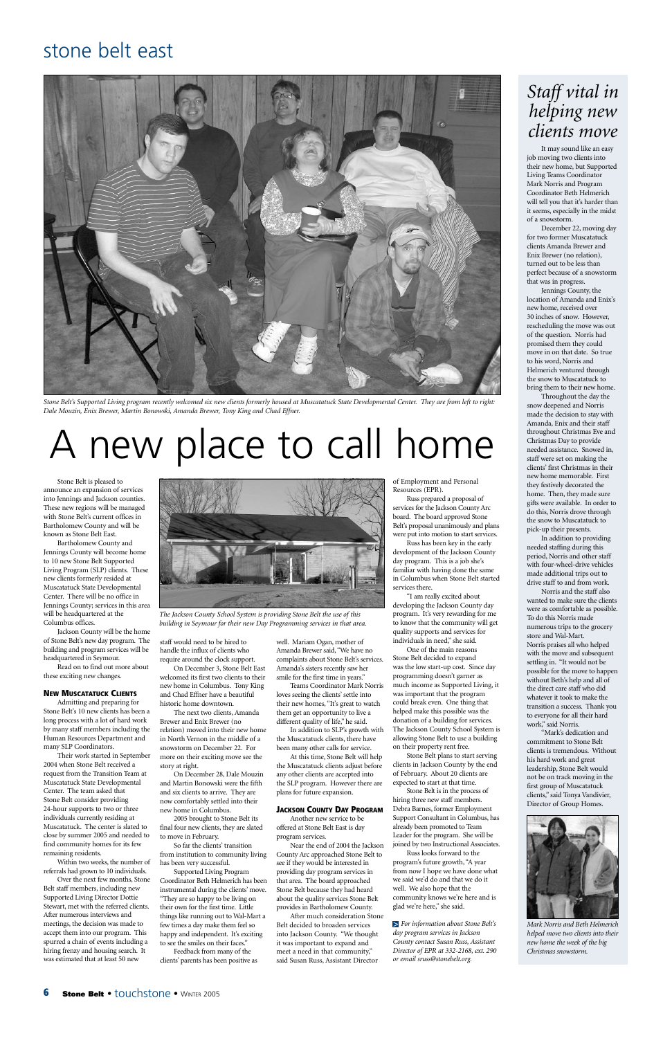## stone belt east

*Stone Belt's Supported Living program recently welcomed six new clients formerly housed at Muscatatuck State Developmental Center. They are from left to right: Dale Mouzin, Enix Brewer, Martin Bonowski, Amanda Brewer, Tony King and Chad Effner.*

# A new place to call home

Stone Belt is pleased to announce an expansion of services into Jennings and Jackson counties. These new regions will be managed with Stone Belt's current offices in Bartholomew County and will be known as Stone Belt East.

Bartholomew County and Jennings County will become home to 10 new Stone Belt Supported Living Program (SLP) clients. These new clients formerly resided at Muscatatuck State Developmental Center. There will be no office in Jennings County; services in this area will be headquartered at the Columbus offices.

Jackson County will be the home of Stone Belt's new day program. The building and program services will be headquartered in Seymour.

Read on to find out more about these exciting new changes.

### New Muscatatuck Clients

Admitting and preparing for Stone Belt's 10 new clients has been a long process with a lot of hard work by many staff members including the Human Resources Department and many SLP Coordinators.

Their work started in September 2004 when Stone Belt received a request from the Transition Team at Muscatatuck State Developmental Center. The team asked that Stone Belt consider providing 24-hour supports to two or three individuals currently residing at Muscatatuck. The center is slated to close by summer 2005 and needed to find community homes for its few remaining residents.

Within two weeks, the number of referrals had grown to 10 individuals.

Over the next few months, Stone Belt staff members, including new Supported Living Director Dottie Stewart, met with the referred clients. After numerous interviews and meetings, the decision was made to accept them into our program. This spurred a chain of events including a hiring frenzy and housing search. It was estimated that at least 50 new staff would need to be hired to handle the influx of clients who require around the clock support.

On December 3, Stone Belt East welcomed its first two clients to their new home in Columbus. Tony King and Chad Effner have a beautiful historic home downtown.

The next two clients, Amanda Brewer and Enix Brewer (no relation) moved into their new home in North Vernon in the middle of a snowstorm on December 22. For more on their exciting move see the story at right.

On December 28, Dale Mouzin and Martin Bonowski were the fifth and six clients to arrive. They are now comfortably settled into their new home in Columbus.

2005 brought to Stone Belt its final four new clients, they are slated to move in February.

So far the clients' transition from institution to community living has been very successful.

Supported Living Program Coordinator Beth Helmerich has been instrumental during the clients' move. "They are so happy to be living on their own for the first time. Little things like running out to Wal-Mart a few times a day make them feel so happy and independent. It's exciting to see the smiles on their faces."

Feedback from many of the clients' parents has been positive as well. Mariam Ogan, mother of Amanda Brewer said, "We have no complaints about Stone Belt's services. Amanda's sisters recently saw her smile for the first time in years."

Teams Coordinator Mark Norris loves seeing the clients' settle into their new homes, "It's great to watch them get an opportunity to live a different quality of life," he said.

In addition to SLP's growth with the Muscatatuck clients, there have been many other calls for service.

At this time, Stone Belt will help the Muscatatuck clients adjust before any other clients are accepted into the SLP program. However there are plans for future expansion.

### Jackson County Day Program

Another new service to be offered at Stone Belt East is day program services.

Near the end of 2004 the Jackson County Arc approached Stone Belt to see if they would be interested in providing day program services in that area. The board approached Stone Belt because they had heard about the quality services Stone Belt provides in Bartholomew County.

After much consideration Stone Belt decided to broaden services into Jackson County. "We thought it was important to expand and meet a need in that community," said Susan Russ, Assistant Director of Employment and Personal Resources (EPR).

Russ prepared a proposal of services for the Jackson County Arc board. The board approved Stone Belt's proposal unanimously and plans were put into motion to start services.

Russ has been key in the early development of the Jackson County day program. This is a job she's familiar with having done the same in Columbus when Stone Belt started services there.

"I am really excited about developing the Jackson County day program. It's very rewarding for me to know that the community will get quality supports and services for individuals in need," she said.

One of the main reasons Stone Belt decided to expand was the low start-up cost. Since day programming doesn't garner as much income as Supported Living, it was important that the program could break even. One thing that helped make this possible was the donation of a building for services. The Jackson County School System is allowing Stone Belt to use a building on their property rent free.

Stone Belt plans to start serving clients in Jackson County by the end of February. About 20 clients are expected to start at that time.

Stone Belt is in the process of hiring three new staff members. Debra Barnes, former Employment Support Consultant in Columbus, has already been promoted to Team Leader for the program. She will be joined by two Instructional Associates.

Russ looks forward to the program's future growth, "A year from now I hope we have done what we said we'd do and that we do it well. We also hope that the community knows we're here and is glad we're here," she said.

*The Jackson County School System is providing Stone Belt the use of this building in Seymour for their new Day Programming services in that area.*

*For information about Stone Belt's day program services in Jackson County contact Susan Russ, Assistant Director of EPR at 332-2168, ext. 290 or email sruss@stonebelt.org.*

## *Staff vital in helping new clients move*

It may sound like an easy job moving two clients into their new home, but Supported Living Teams Coordinator Mark Norris and Program Coordinator Beth Helmerich will tell you that it's harder than it seems, especially in the midst of a snowstorm.

December 22, moving day for two former Muscatatuck clients Amanda Brewer and Enix Brewer (no relation), turned out to be less than perfect because of a snowstorm that was in progress.

Jennings County, the location of Amanda and Enix's new home, received over 30 inches of snow. However, rescheduling the move was out of the question. Norris had promised them they could move in on that date. So true to his word, Norris and Helmerich ventured through the snow to Muscatatuck to bring them to their new home.

Throughout the day the snow deepened and Norris made the decision to stay with Amanda, Enix and their staff throughout Christmas Eve and Christmas Day to provide needed assistance. Snowed in, staff were set on making the clients' first Christmas in their new home memorable. First they festively decorated the home. Then, they made sure gifts were available. In order to do this, Norris drove through the snow to Muscatatuck to pick-up their presents.

In addition to providing needed staffing during this period, Norris and other staff with four-wheel-drive vehicles made additional trips out to drive staff to and from work.

Norris and the staff also wanted to make sure the clients were as comfortable as possible. To do this Norris made numerous trips to the grocery store and Wal-Mart.

Norris praises all who helped with the move and subsequent settling in. "It would not be possible for the move to happen without Beth's help and all of the direct care staff who did whatever it took to make the transition a success. Thank you to everyone for all their hard work," said Norris.

"Mark's dedication and commitment to Stone Belt clients is tremendous. Without his hard work and great leadership, Stone Belt would not be on track moving in the first group of Muscatatuck clients," said Tonya Vandivier, Director of Group Homes.

*Mark Norris and Beth Helmerich helped move two clients into their new home the week of the big Christmas snowstorm.*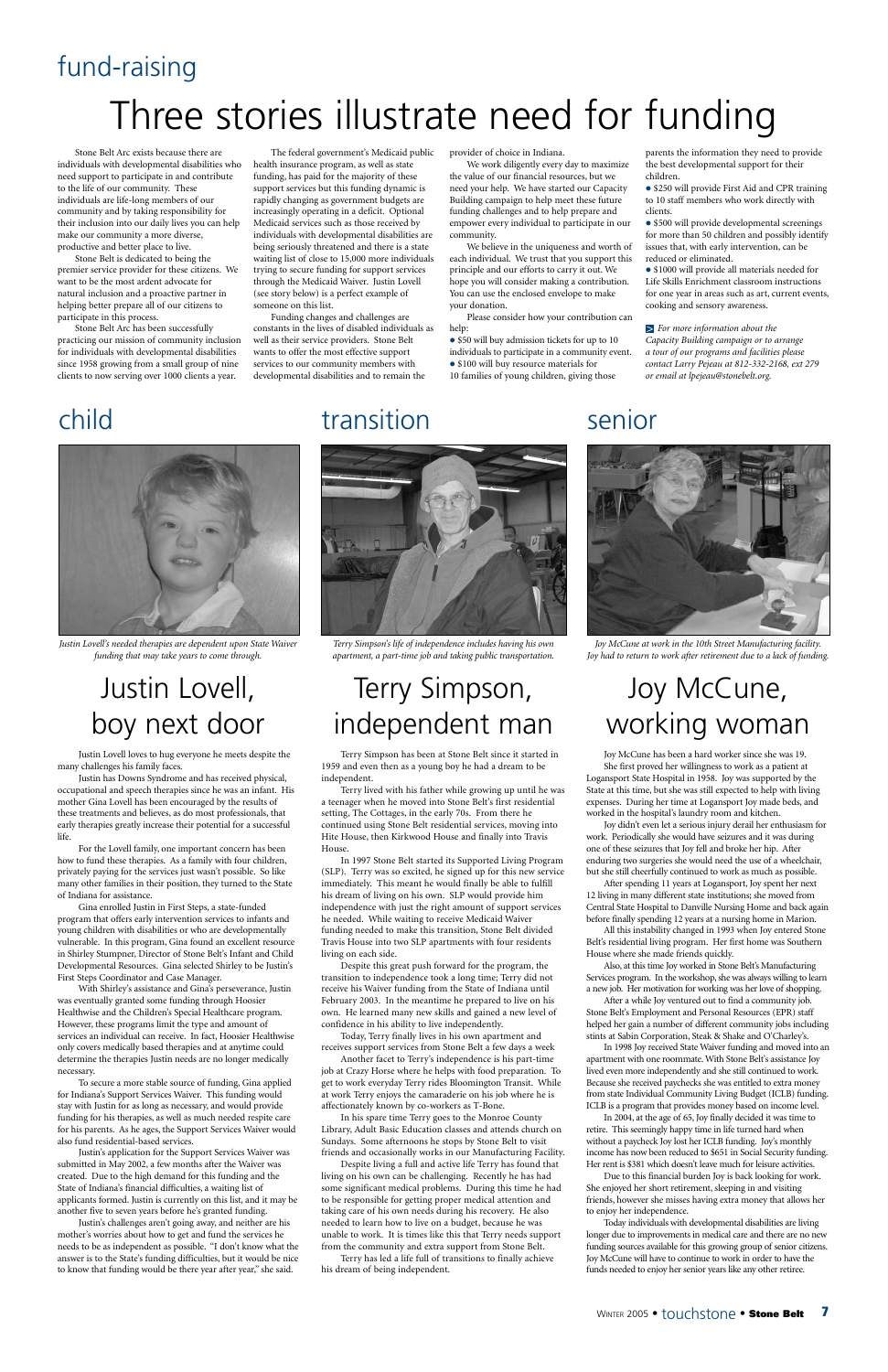# fund-raising

# Three stories illustrate need for funding

Stone Belt Arc exists because there are individuals with developmental disabilities who need support to participate in and contribute to the life of our community. These individuals are life-long members of our community and by taking responsibility for their inclusion into our daily lives you can help make our community a more diverse, productive and better place to live.

Stone Belt is dedicated to being the premier service provider for these citizens. We want to be the most ardent advocate for natural inclusion and a proactive partner in helping better prepare all of our citizens to participate in this process.

Stone Belt Arc has been successfully practicing our mission of community inclusion for individuals with developmental disabilities since 1958 growing from a small group of nine clients to now serving over 1000 clients a year.

The federal government's Medicaid public health insurance program, as well as state funding, has paid for the majority of these support services but this funding dynamic is rapidly changing as government budgets are increasingly operating in a deficit. Optional Medicaid services such as those received by individuals with developmental disabilities are being seriously threatened and there is a state waiting list of close to 15,000 more individuals trying to secure funding for support services through the Medicaid Waiver. Justin Lovell (see story below) is a perfect example of someone on this list.

Funding changes and challenges are constants in the lives of disabled individuals as well as their service providers. Stone Belt wants to offer the most effective support services to our community members with developmental disabilities and to remain the provider of choice in Indiana.

We work diligently every day to maximize the value of our financial resources, but we need your help. We have started our Capacity Building campaign to help meet these future funding challenges and to help prepare and empower every individual to participate in our community.

We believe in the uniqueness and worth of each individual. We trust that you support this principle and our efforts to carry it out. We hope you will consider making a contribution. You can use the enclosed envelope to make your donation.

Please consider how your contribution can help:

- $50 will buy admission tickets for up to 10 individuals to participate in a community event.
- $100 will buy resource materials for 10 families of young children, giving those parents the information they need to provide the best developmental support for their children.
- $250 will provide First Aid and CPR training to 10 staff members who work directly with clients.
- $500 will provide developmental screenings for more than 50 children and possibly identify issues that, with early intervention, can be reduced or eliminated.
- $1000 will provide all materials needed for Life Skills Enrichment classroom instructions for one year in areas such as art, current events, cooking and sensory awareness.

*For more information about the Capacity Building campaign or to arrange a tour of our programs and facilities please contact Larry Pejeau at 812-332-2168, ext 279 or email at lpejeau@stonebelt.org.*

## child

*Justin Lovell's needed therapies are dependent upon State Waiver funding that may take years to come through.*

### Justin Lovell, boy next door

Justin Lovell loves to hug everyone he meets despite the many challenges his family faces.

Justin has Downs Syndrome and has received physical, occupational and speech therapies since he was an infant. His mother Gina Lovell has been encouraged by the results of these treatments and believes, as do most professionals, that early therapies greatly increase their potential for a successful life.

For the Lovell family, one important concern has been how to fund these therapies. As a family with four children, privately paying for the services just wasn't possible. So like many other families in their position, they turned to the State of Indiana for assistance.

Gina enrolled Justin in First Steps, a state-funded program that offers early intervention services to infants and young children with disabilities or who are developmentally vulnerable. In this program, Gina found an excellent resource in Shirley Stumpner, Director of Stone Belt's Infant and Child Developmental Resources. Gina selected Shirley to be Justin's First Steps Coordinator and Case Manager.

With Shirley's assistance and Gina's perseverance, Justin was eventually granted some funding through Hoosier Healthwise and the Children's Special Healthcare program. However, these programs limit the type and amount of services an individual can receive. In fact, Hoosier Healthwise only covers medically based therapies and at anytime could determine the therapies Justin needs are no longer medically necessary.

To secure a more stable source of funding, Gina applied for Indiana's Support Services Waiver. This funding would stay with Justin for as long as necessary, and would provide funding for his therapies, as well as much needed respite care for his parents. As he ages, the Support Services Waiver would also fund residential-based services.

Justin's application for the Support Services Waiver was submitted in May 2002, a few months after the Waiver was created. Due to the high demand for this funding and the State of Indiana's financial difficulties, a waiting list of applicants formed. Justin is currently on this list, and it may be another five to seven years before he's granted funding.

Justin's challenges aren't going away, and neither are his mother's worries about how to get and fund the services he needs to be as independent as possible. "I don't know what the answer is to the State's funding difficulties, but it would be nice to know that funding would be there year after year," she said.

## transition

*Terry Simpson's life of independence includes having his own apartment, a part-time job and taking public transportation.*

### Terry Simpson, independent man

Terry Simpson has been at Stone Belt since it started in 1959 and even then as a young boy he had a dream to be independent.

Terry lived with his father while growing up until he was a teenager when he moved into Stone Belt's first residential setting, The Cottages, in the early 70s. From there he continued using Stone Belt residential services, moving into Hite House, then Kirkwood House and finally into Travis House.

In 1997 Stone Belt started its Supported Living Program (SLP). Terry was so excited, he signed up for this new service immediately. This meant he would finally be able to fulfill his dream of living on his own. SLP would provide him independence with just the right amount of support services he needed. While waiting to receive Medicaid Waiver funding needed to make this transition, Stone Belt divided Travis House into two SLP apartments with four residents living on each side.

Despite this great push forward for the program, the transition to independence took a long time; Terry did not receive his Waiver funding from the State of Indiana until February 2003. In the meantime he prepared to live on his own. He learned many new skills and gained a new level of confidence in his ability to live independently.

Today, Terry finally lives in his own apartment and receives support services from Stone Belt a few days a week

Another facet to Terry's independence is his part-time job at Crazy Horse where he helps with food preparation. To get to work everyday Terry rides Bloomington Transit. While at work Terry enjoys the camaraderie on his job where he is affectionately known by co-workers as T-Bone.

In his spare time Terry goes to the Monroe County Library, Adult Basic Education classes and attends church on Sundays. Some afternoons he stops by Stone Belt to visit friends and occasionally works in our Manufacturing Facility.

Despite living a full and active life Terry has found that living on his own can be challenging. Recently he has had some significant medical problems. During this time he had to be responsible for getting proper medical attention and taking care of his own needs during his recovery. He also needed to learn how to live on a budget, because he was unable to work. It is times like this that Terry needs support from the community and extra support from Stone Belt.

Terry has led a life full of transitions to finally achieve his dream of being independent.

## senior

*Joy McCune at work in the 10th Street Manufacturing facility. Joy had to return to work after retirement due to a lack of funding.*

### Joy McCune, working woman

Joy McCune has been a hard worker since she was 19. She first proved her willingness to work as a patient at Logansport State Hospital in 1958. Joy was supported by the State at this time, but she was still expected to help with living expenses. During her time at Logansport Joy made beds, and worked in the hospital's laundry room and kitchen.

Joy didn't even let a serious injury derail her enthusiasm for work. Periodically she would have seizures and it was during one of these seizures that Joy fell and broke her hip. After enduring two surgeries she would need the use of a wheelchair, but she still cheerfully continued to work as much as possible.

After spending 11 years at Logansport, Joy spent her next 12 living in many different state institutions; she moved from Central State Hospital to Danville Nursing Home and back again before finally spending 12 years at a nursing home in Marion.

All this instability changed in 1993 when Joy entered Stone Belt's residential living program. Her first home was Southern House where she made friends quickly.

Also, at this time Joy worked in Stone Belt's Manufacturing Services program. In the workshop, she was always willing to learn a new job. Her motivation for working was her love of shopping.

After a while Joy ventured out to find a community job. Stone Belt's Employment and Personal Resources (EPR) staff helped her gain a number of different community jobs including stints at Sabin Corporation, Steak & Shake and O'Charley's.

In 1998 Joy received State Waiver funding and moved into an apartment with one roommate. With Stone Belt's assistance Joy lived even more independently and she still continued to work. Because she received paychecks she was entitled to extra money from state Individual Community Living Budget (ICLB) funding. ICLB is a program that provides money based on income level.

In 2004, at the age of 65, Joy finally decided it was time to retire. This seemingly happy time in life turned hard when without a paycheck Joy lost her ICLB funding. Joy's monthly income has now been reduced to $651 in Social Security funding. Her rent is $381 which doesn't leave much for leisure activities.

Due to this financial burden Joy is back looking for work. She enjoyed her short retirement, sleeping in and visiting friends, however she misses having extra money that allows her to enjoy her independence.

Today individuals with developmental disabilities are living longer due to improvements in medical care and there are no new funding sources available for this growing group of senior citizens. Joy McCune will have to continue to work in order to have the funds needed to enjoy her senior years like any other retiree.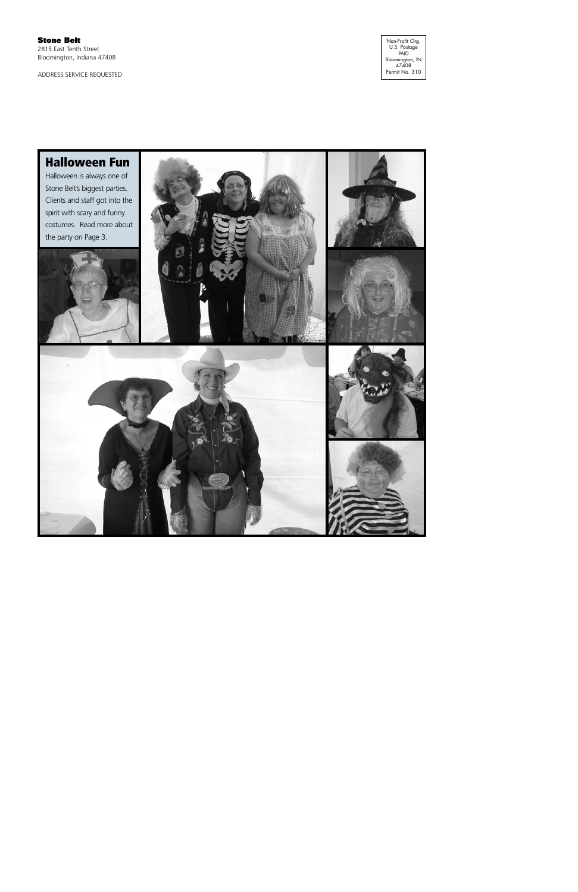**Stone Belt**
2815 East Tenth Street
Bloomington, Indiana 47408

ADDRESS SERVICE REQUESTED

Non-Profit Org.
U.S. Postage
PAID
Bloomington, IN
47408
Permit No. 310

## Halloween Fun

Halloween is always one of Stone Belt's biggest parties. Clients and staff got into the spirit with scary and funny costumes. Read more about the party on Page 3.